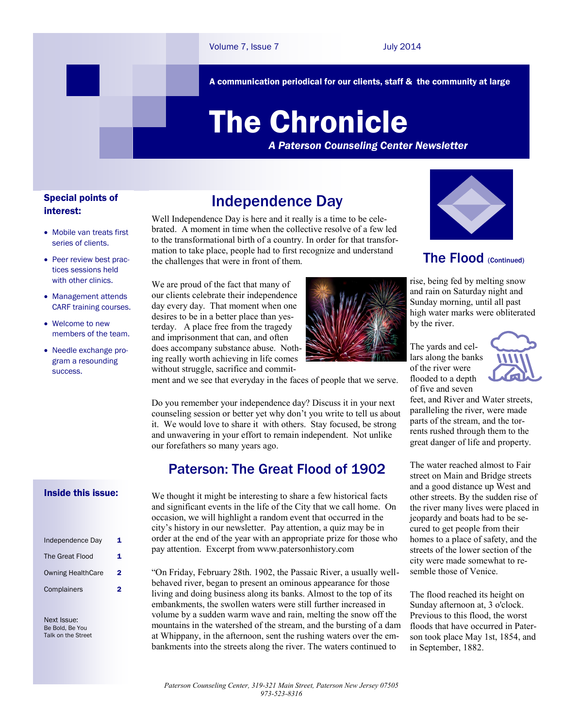# The Chronicle

*A Paterson Counseling Center Newsletter*

A communication periodical for our clients, staff & the community at large

Volume 7, Issue 7 — July 2014

**Special points of interest:**

- Mobile van treats first series of clients.
- Peer review best practices sessions held with other clinics.
- Management attends CARF training courses.
- Welcome to new members of the team.
- Needle exchange program a resounding success.

## Independence Day

Well Independence Day is here and it really is a time to be celebrated. A moment in time when the collective resolve of a few led to the transformational birth of a country. In order for that transformation to take place, people had to first recognize and understand the challenges that were in front of them.

We are proud of the fact that many of our clients celebrate their independence day every day. That moment when one desires to be in a better place than yesterday. A place free from the tragedy and imprisonment that can, and often does accompany substance abuse. Nothing really worth achieving in life comes without struggle, sacrifice and commitment and we see that everyday in the faces of people that we serve.

Do you remember your independence day? Discuss it in your next counseling session or better yet why don't you write to tell us about it. We would love to share it with others. Stay focused, be strong and unwavering in your effort to remain independent. Not unlike our forefathers so many years ago.

## Paterson: The Great Flood of 1902

We thought it might be interesting to share a few historical facts and significant events in the life of the City that we call home. On occasion, we will highlight a random event that occurred in the city's history in our newsletter. Pay attention, a quiz may be in order at the end of the year with an appropriate prize for those who pay attention. Excerpt from www.patersonhistory.com

"On Friday, February 28th. 1902, the Passaic River, a usually well-behaved river, began to present an ominous appearance for those living and doing business along its banks. Almost to the top of its embankments, the swollen waters were still further increased in volume by a sudden warm wave and rain, melting the snow off the mountains in the watershed of the stream, and the bursting of a dam at Whippany, in the afternoon, sent the rushing waters over the embankments into the streets along the river. The waters continued to

## The Flood (Continued)

rise, being fed by melting snow and rain on Saturday night and Sunday morning, until all past high water marks were obliterated by the river.

The yards and cellars along the banks of the river were flooded to a depth of five and seven feet, and River and Water streets, paralleling the river, were made parts of the stream, and the torrents rushed through them to the great danger of life and property.

The water reached almost to Fair street on Main and Bridge streets and a good distance up West and other streets. By the sudden rise of the river many lives were placed in jeopardy and boats had to be secured to get people from their homes to a place of safety, and the streets of the lower section of the city were made somewhat to resemble those of Venice.

The flood reached its height on Sunday afternoon at, 3 o'clock. Previous to this flood, the worst floods that have occurred in Paterson took place May 1st, 1854, and in September, 1882.

**Inside this issue:**

| | |
|---|---|
| Independence Day | 1 |
| The Great Flood | 1 |
| Owning HealthCare | 2 |
| Complainers | 2 |

Next Issue:
Be Bold, Be You
Talk on the Street

*Paterson Counseling Center, 319-321 Main Street, Paterson New Jersey 07505*
*973-523-8316*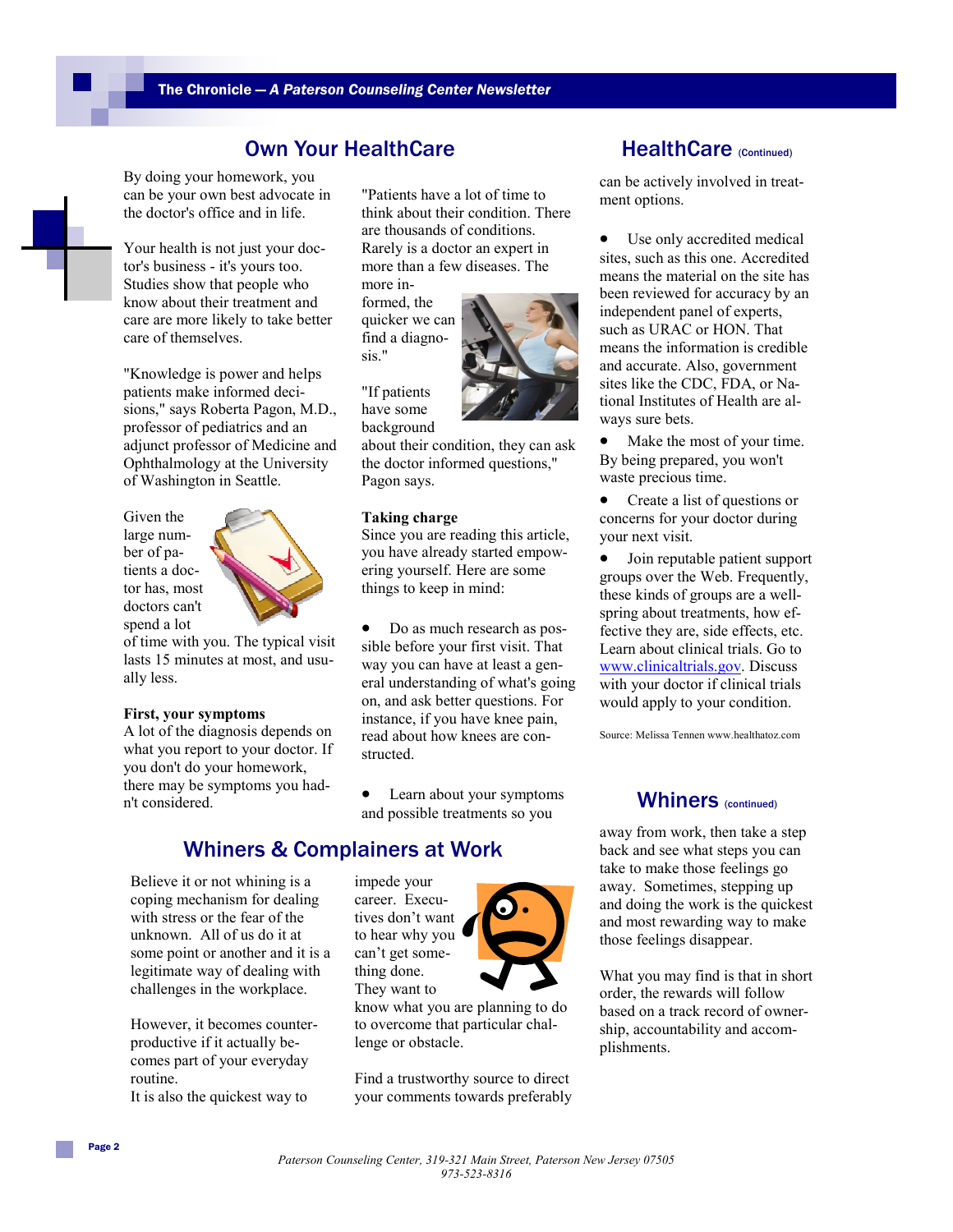## Own Your HealthCare

By doing your homework, you can be your own best advocate in the doctor's office and in life.

Your health is not just your doctor's business - it's yours too. Studies show that people who know about their treatment and care are more likely to take better care of themselves.

"Knowledge is power and helps patients make informed decisions," says Roberta Pagon, M.D., professor of pediatrics and an adjunct professor of Medicine and Ophthalmology at the University of Washington in Seattle.

Given the large number of patients a doctor has, most doctors can't spend a lot of time with you. The typical visit lasts 15 minutes at most, and usually less.

**First, your symptoms**
A lot of the diagnosis depends on what you report to your doctor. If you don't do your homework, there may be symptoms you hadn't considered.

"Patients have a lot of time to think about their condition. There are thousands of conditions. Rarely is a doctor an expert in more than a few diseases. The more informed, the quicker we can find a diagnosis."

"If patients have some background about their condition, they can ask the doctor informed questions," Pagon says.

**Taking charge**
Since you are reading this article, you have already started empowering yourself. Here are some things to keep in mind:

- Do as much research as possible before your first visit. That way you can have at least a general understanding of what's going on, and ask better questions. For instance, if you have knee pain, read about how knees are constructed.
- Learn about your symptoms and possible treatments so you can be actively involved in treatment options.
- Use only accredited medical sites, such as this one. Accredited means the material on the site has been reviewed for accuracy by an independent panel of experts, such as URAC or HON. That means the information is credible and accurate. Also, government sites like the CDC, FDA, or National Institutes of Health are always sure bets.
- Make the most of your time. By being prepared, you won't waste precious time.
- Create a list of questions or concerns for your doctor during your next visit.
- Join reputable patient support groups over the Web. Frequently, these kinds of groups are a wellspring about treatments, how effective they are, side effects, etc. Learn about clinical trials. Go to www.clinicaltrials.gov. Discuss with your doctor if clinical trials would apply to your condition.

Source: Melissa Tennen www.healthatoz.com

## Whiners & Complainers at Work

Believe it or not whining is a coping mechanism for dealing with stress or the fear of the unknown. All of us do it at some point or another and it is a legitimate way of dealing with challenges in the workplace.

However, it becomes counter-productive if it actually becomes part of your everyday routine.
It is also the quickest way to impede your career. Executives don't want to hear why you can't get something done. They want to know what you are planning to do to overcome that particular challenge or obstacle.

Find a trustworthy source to direct your comments towards preferably away from work, then take a step back and see what steps you can take to make those feelings go away. Sometimes, stepping up and doing the work is the quickest and most rewarding way to make those feelings disappear.

What you may find is that in short order, the rewards will follow based on a track record of ownership, accountability and accomplishments.

*Paterson Counseling Center, 319-321 Main Street, Paterson New Jersey 07505*
*973-523-8316*